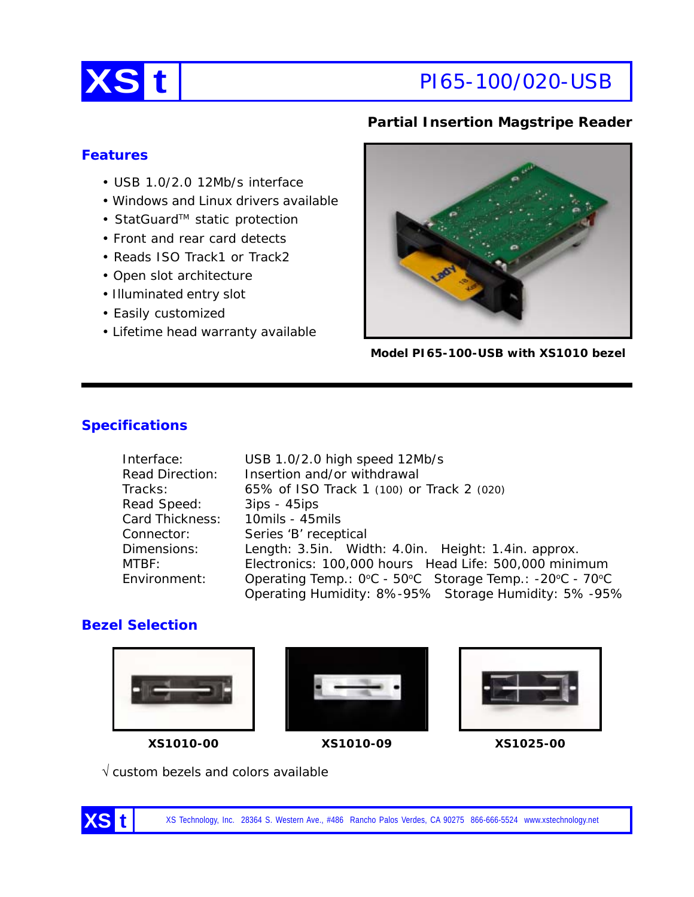# XS t PI65-100/020-USB

**Partial Insertion Magstripe Reader**

## Features

- USB 1.0/2.0 12Mb/s interface
- Windows and Linux drivers available
- StatGuard™ static protection
- Front and rear card detects
- Reads ISO Track1 or Track2
- Open slot architecture
- Illuminated entry slot
- Easily customized
- Lifetime head warranty available

**Model PI65-100-USB with XS1010 bezel**

## Specifications

| | |
|---|---|
| Interface: | USB 1.0/2.0 high speed 12Mb/s |
| Read Direction: | Insertion and/or withdrawal |
| Tracks: | 65% of ISO Track 1 (100) or Track 2 (020) |
| Read Speed: | 3ips - 45ips |
| Card Thickness: | 10mils - 45mils |
| Connector: | Series 'B' receptical |
| Dimensions: | Length: 3.5in. Width: 4.0in. Height: 1.4in. approx. |
| MTBF: | Electronics: 100,000 hours Head Life: 500,000 minimum |
| Environment: | Operating Temp.: 0°C - 50°C Storage Temp.: -20°C - 70°C<br>Operating Humidity: 8%-95% Storage Humidity: 5% -95% |

## Bezel Selection

**XS1010-00** **XS1010-09** **XS1025-00**

√ custom bezels and colors available

XS Technology, Inc. 28364 S. Western Ave., #486 Rancho Palos Verdes, CA 90275 866-666-5524 www.xstechnology.net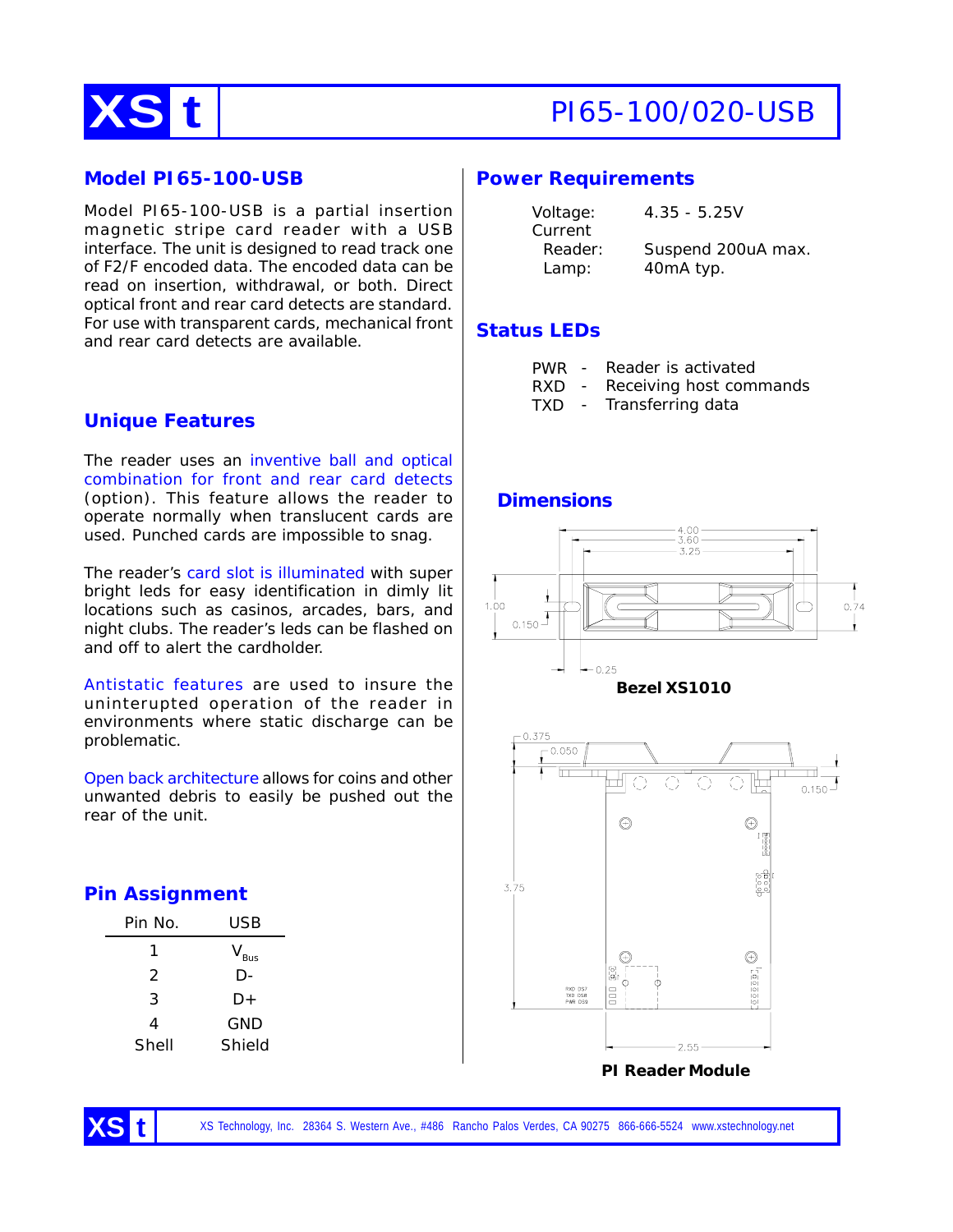# PI65-100/020-USB

## Model PI65-100-USB

Model PI65-100-USB is a partial insertion magnetic stripe card reader with a USB interface. The unit is designed to read track one of F2/F encoded data. The encoded data can be read on insertion, withdrawal, or both. Direct optical front and rear card detects are standard. For use with transparent cards, mechanical front and rear card detects are available.

## Unique Features

The reader uses an inventive ball and optical combination for front and rear card detects (option). This feature allows the reader to operate normally when translucent cards are used. Punched cards are impossible to snag.

The reader's card slot is illuminated with super bright leds for easy identification in dimly lit locations such as casinos, arcades, bars, and night clubs. The reader's leds can be flashed on and off to alert the cardholder.

Antistatic features are used to insure the uninterupted operation of the reader in environments where static discharge can be problematic.

Open back architecture allows for coins and other unwanted debris to easily be pushed out the rear of the unit.

## Pin Assignment

| Pin No. | USB |
|---|---|
| 1 | $V_{Bus}$ |
| 2 | D- |
| 3 | D+ |
| 4 | GND |
| Shell | Shield |

## Power Requirements

| | |
|---|---|
| Voltage: | 4.35 - 5.25V |
| Current | |
| Reader: | Suspend 200uA max. |
| Lamp: | 40mA typ. |

## Status LEDs

PWR - Reader is activated
RXD - Receiving host commands
TXD - Transferring data

## Dimensions

4.00
3.60
3.25
1.00
0.150
0.74
0.25

**Bezel XS1010**

0.375
0.050
0.150
3.75
RXD DS7
TXD DS8
PWR DS9
2.55

**PI Reader Module**

XS Technology, Inc. 28364 S. Western Ave., #486 Rancho Palos Verdes, CA 90275 866-666-5524 www.xstechnology.net